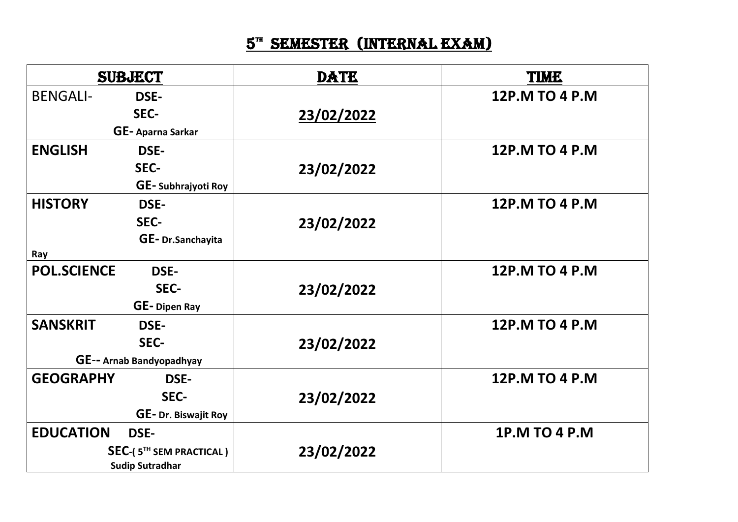# $5^{TH}$ SEMESTER (INTERNAL EXAM)

| SUBJECT | DATE | TIME |
|---|---|---|
| BENGALI- **DSE-** **SEC-** **GE- Aparna Sarkar** | 23/02/2022 | **12P.M TO 4 P.M** |
| **ENGLISH** **DSE-** **SEC-** **GE- Subhrajyoti Roy** | **23/02/2022** | **12P.M TO 4 P.M** |
| **HISTORY** **DSE-** **SEC-** **GE- Dr.Sanchayita Ray** | **23/02/2022** | **12P.M TO 4 P.M** |
| **POL.SCIENCE** **DSE-** **SEC-** **GE- Dipen Ray** | **23/02/2022** | **12P.M TO 4 P.M** |
| **SANSKRIT** **DSE-** **SEC-** **GE-- Arnab Bandyopadhyay** | **23/02/2022** | **12P.M TO 4 P.M** |
| **GEOGRAPHY** **DSE-** **SEC-** **GE- Dr. Biswajit Roy** | **23/02/2022** | **12P.M TO 4 P.M** |
| **EDUCATION** **DSE-** **SEC-( $5^{TH}$ SEM PRACTICAL )** **Sudip Sutradhar** | **23/02/2022** | **1P.M TO 4 P.M** |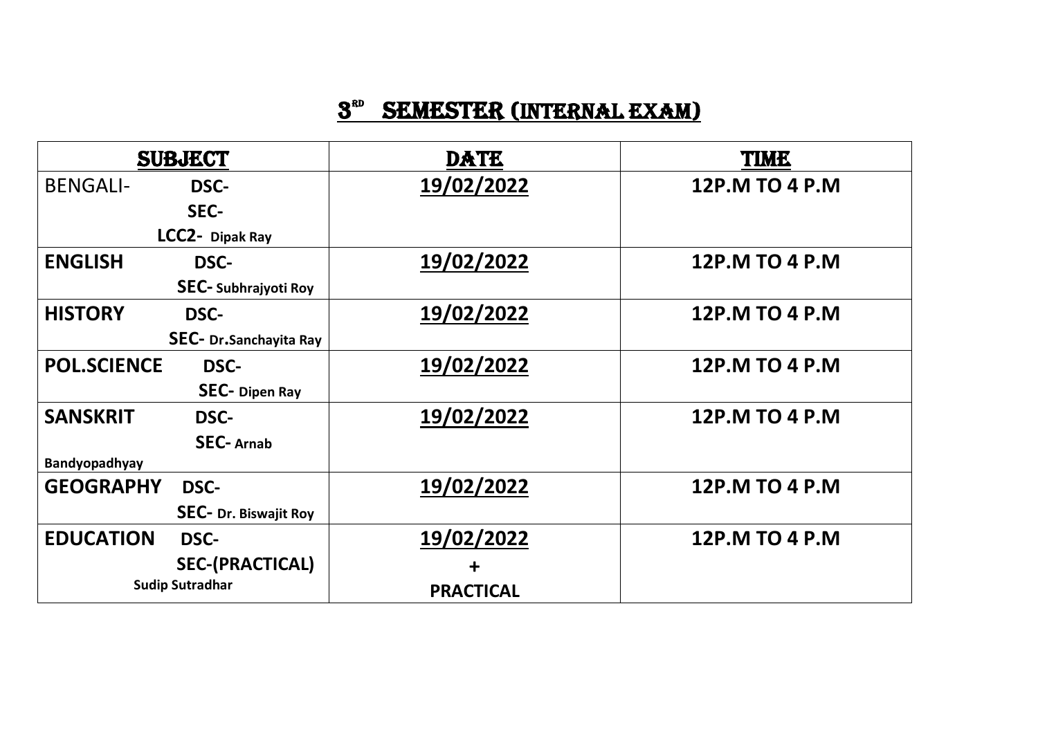# 3[RD] SEMESTER (INTERNAL EXAM)

| SUBJECT | DATE | TIME |
| --- | --- | --- |
| BENGALI- DSC- SEC- LCC2- Dipak Ray | 19/02/2022 | 12P.M TO 4 P.M |
| ENGLISH DSC- SEC- Subhrajyoti Roy | 19/02/2022 | 12P.M TO 4 P.M |
| HISTORY DSC- SEC- Dr.Sanchayita Ray | 19/02/2022 | 12P.M TO 4 P.M |
| POL.SCIENCE DSC- SEC- Dipen Ray | 19/02/2022 | 12P.M TO 4 P.M |
| SANSKRIT DSC- SEC- Arnab Bandyopadhyay | 19/02/2022 | 12P.M TO 4 P.M |
| GEOGRAPHY DSC- SEC- Dr. Biswajit Roy | 19/02/2022 | 12P.M TO 4 P.M |
| EDUCATION DSC- SEC-(PRACTICAL) Sudip Sutradhar | 19/02/2022 + PRACTICAL | 12P.M TO 4 P.M |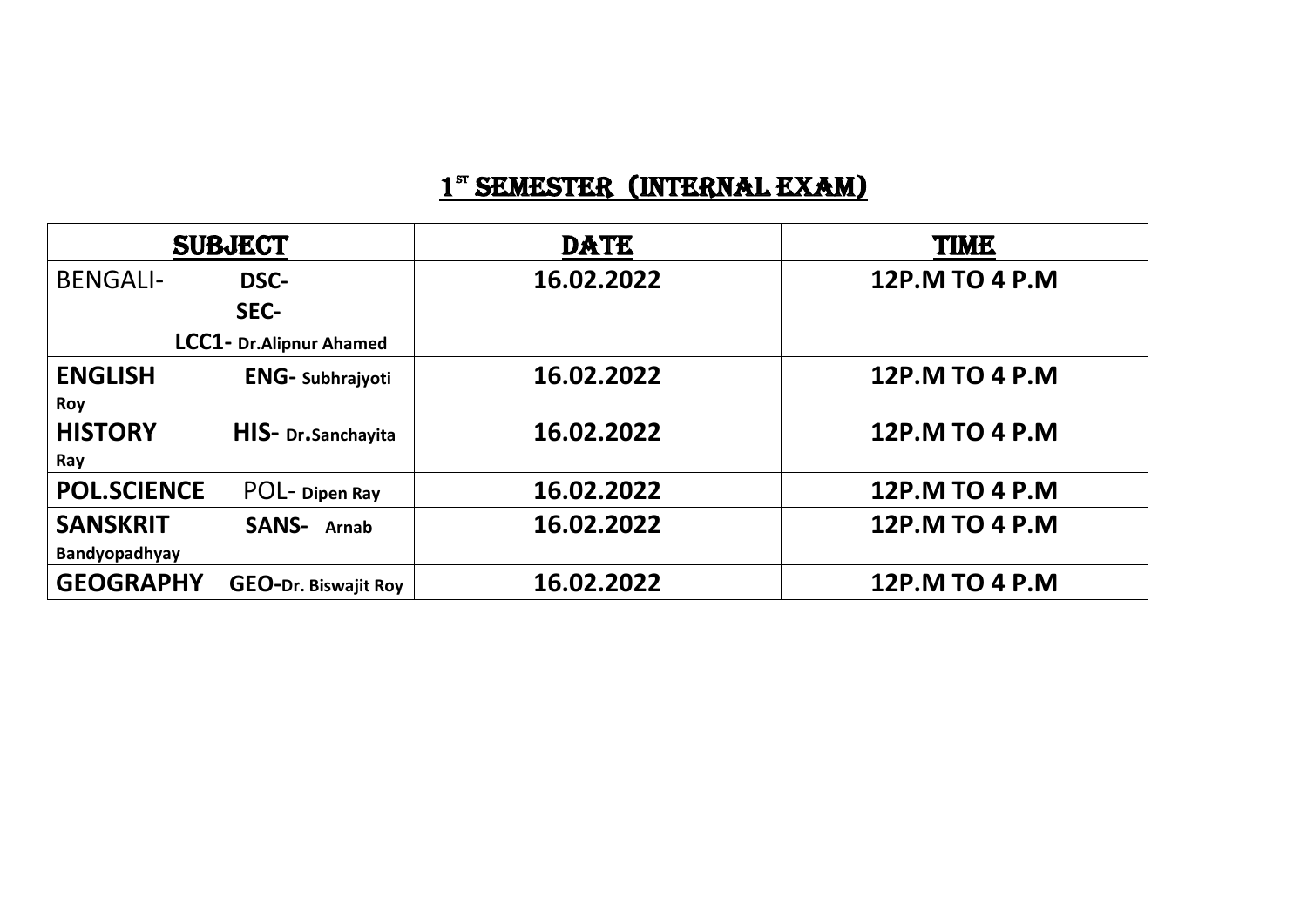## 1[ST] SEMESTER (INTERNAL EXAM)

| SUBJECT | DATE | TIME |
|---|---|---|
| BENGALI- **DSC-** **SEC-** **LCC1- Dr.Alipnur Ahamed** | **16.02.2022** | **12P.M TO 4 P.M** |
| **ENGLISH** **ENG- Subhrajyoti Roy** | **16.02.2022** | **12P.M TO 4 P.M** |
| **HISTORY** **HIS- Dr.Sanchayita Ray** | **16.02.2022** | **12P.M TO 4 P.M** |
| **POL.SCIENCE** POL- **Dipen Ray** | **16.02.2022** | **12P.M TO 4 P.M** |
| **SANSKRIT** **SANS- Arnab Bandyopadhyay** | **16.02.2022** | **12P.M TO 4 P.M** |
| **GEOGRAPHY** **GEO-Dr. Biswajit Roy** | **16.02.2022** | **12P.M TO 4 P.M** |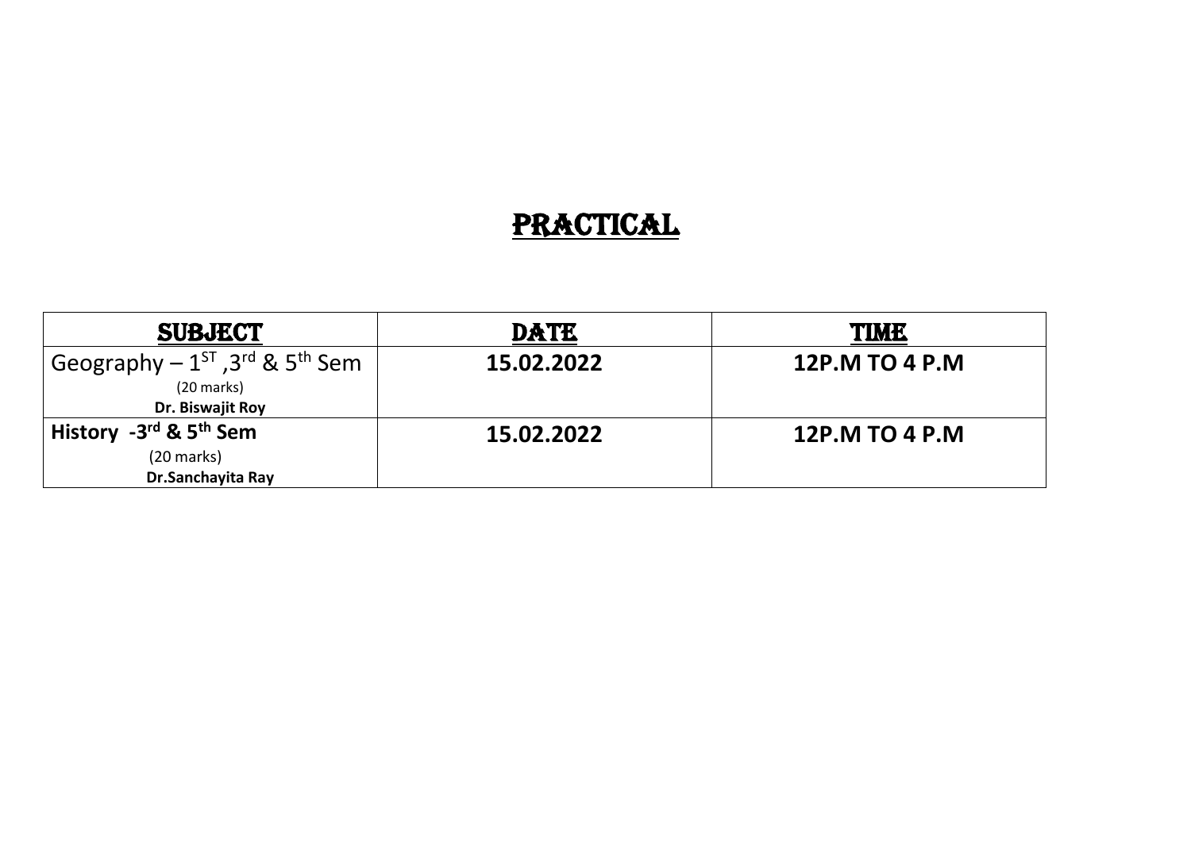# PRACTICAL

| SUBJECT | DATE | TIME |
|---|---|---|
| Geography – 1ST ,3rd & 5th Sem (20 marks) **Dr. Biswajit Roy** | **15.02.2022** | **12P.M TO 4 P.M** |
| **History -3rd & 5th Sem** (20 marks) **Dr.Sanchayita Ray** | **15.02.2022** | **12P.M TO 4 P.M** |